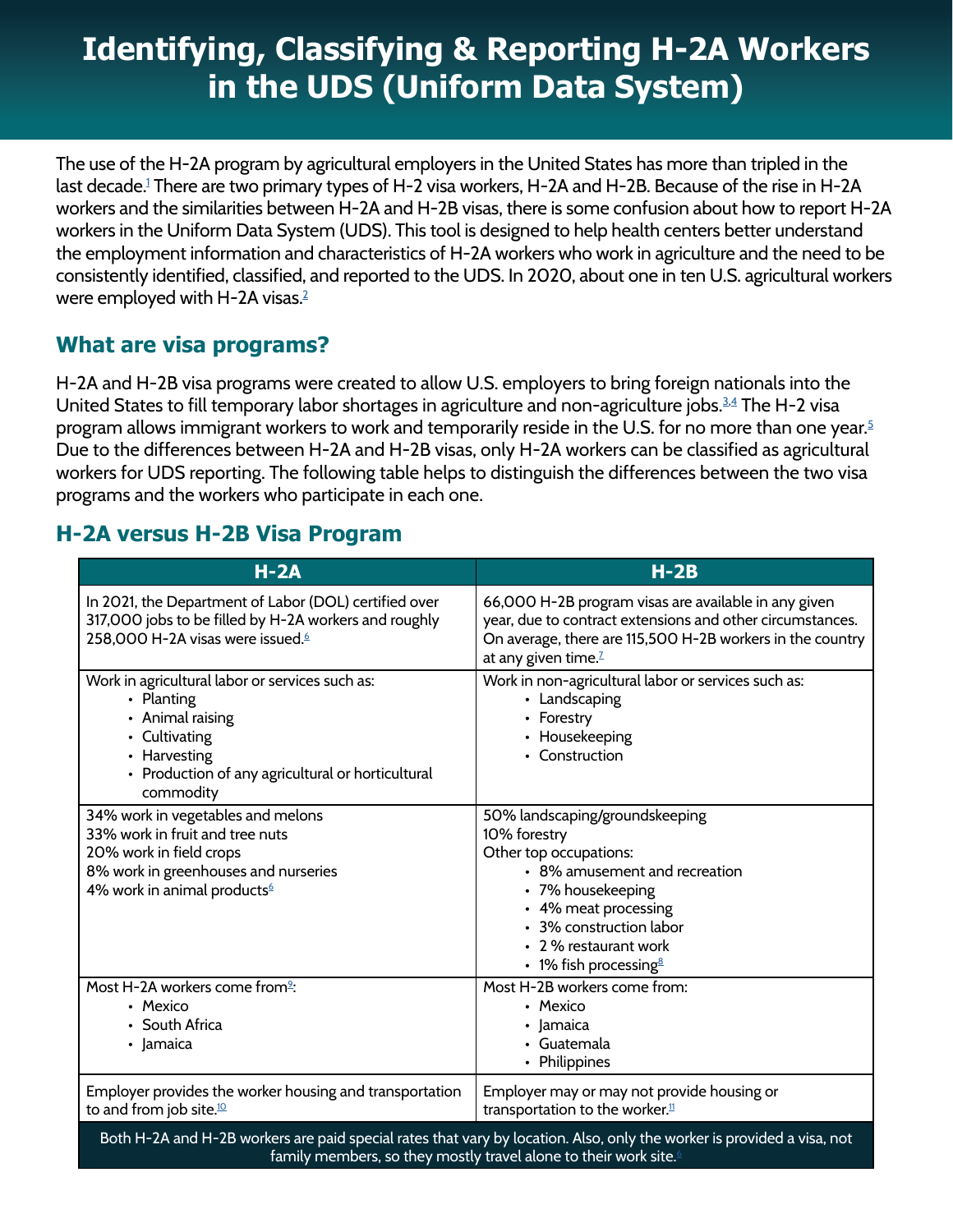# Identifying, Classifying & Reporting H-2A Workers in the UDS (Uniform Data System)

The use of the H-2A program by agricultural employers in the United States has more than tripled in the last decade.[1] There are two primary types of H-2 visa workers, H-2A and H-2B. Because of the rise in H-2A workers and the similarities between H-2A and H-2B visas, there is some confusion about how to report H-2A workers in the Uniform Data System (UDS). This tool is designed to help health centers better understand the employment information and characteristics of H-2A workers who work in agriculture and the need to be consistently identified, classified, and reported to the UDS. In 2020, about one in ten U.S. agricultural workers were employed with H-2A visas.[2]

## What are visa programs?

H-2A and H-2B visa programs were created to allow U.S. employers to bring foreign nationals into the United States to fill temporary labor shortages in agriculture and non-agriculture jobs.[3,4] The H-2 visa program allows immigrant workers to work and temporarily reside in the U.S. for no more than one year.[5] Due to the differences between H-2A and H-2B visas, only H-2A workers can be classified as agricultural workers for UDS reporting. The following table helps to distinguish the differences between the two visa programs and the workers who participate in each one.

## H-2A versus H-2B Visa Program

| H-2A | H-2B |
|---|---|
| In 2021, the Department of Labor (DOL) certified over 317,000 jobs to be filled by H-2A workers and roughly 258,000 H-2A visas were issued.[6] | 66,000 H-2B program visas are available in any given year, due to contract extensions and other circumstances. On average, there are 115,500 H-2B workers in the country at any given time.[7] |
| Work in agricultural labor or services such as:<br>• Planting<br>• Animal raising<br>• Cultivating<br>• Harvesting<br>• Production of any agricultural or horticultural commodity | Work in non-agricultural labor or services such as:<br>• Landscaping<br>• Forestry<br>• Housekeeping<br>• Construction |
| 34% work in vegetables and melons<br>33% work in fruit and tree nuts<br>20% work in field crops<br>8% work in greenhouses and nurseries<br>4% work in animal products[6] | 50% landscaping/groundskeeping<br>10% forestry<br>Other top occupations:<br>• 8% amusement and recreation<br>• 7% housekeeping<br>• 4% meat processing<br>• 3% construction labor<br>• 2 % restaurant work<br>• 1% fish processing[8] |
| Most H-2A workers come from[9]:<br>• Mexico<br>• South Africa<br>• Jamaica | Most H-2B workers come from:<br>• Mexico<br>• Jamaica<br>• Guatemala<br>• Philippines |
| Employer provides the worker housing and transportation to and from job site.[10] | Employer may or may not provide housing or transportation to the worker.[11] |
| Both H-2A and H-2B workers are paid special rates that vary by location. Also, only the worker is provided a visa, not family members, so they mostly travel alone to their work site.[6] | |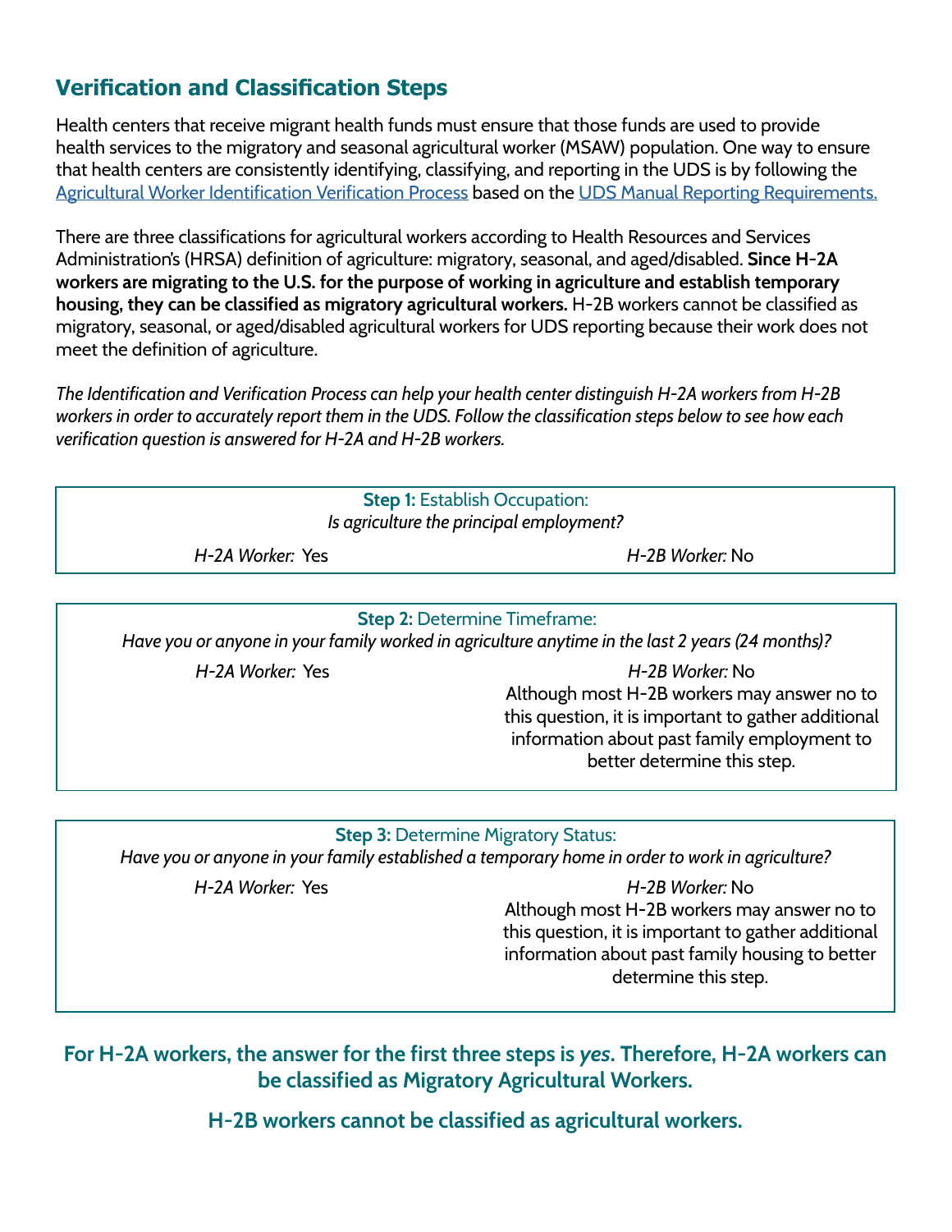## Verification and Classification Steps

Health centers that receive migrant health funds must ensure that those funds are used to provide health services to the migratory and seasonal agricultural worker (MSAW) population. One way to ensure that health centers are consistently identifying, classifying, and reporting in the UDS is by following the Agricultural Worker Identification Verification Process based on the UDS Manual Reporting Requirements.

There are three classifications for agricultural workers according to Health Resources and Services Administration's (HRSA) definition of agriculture: migratory, seasonal, and aged/disabled. **Since H-2A workers are migrating to the U.S. for the purpose of working in agriculture and establish temporary housing, they can be classified as migratory agricultural workers.** H-2B workers cannot be classified as migratory, seasonal, or aged/disabled agricultural workers for UDS reporting because their work does not meet the definition of agriculture.

*The Identification and Verification Process can help your health center distinguish H-2A workers from H-2B workers in order to accurately report them in the UDS. Follow the classification steps below to see how each verification question is answered for H-2A and H-2B workers.*

**Step 1:** Establish Occupation:
*Is agriculture the principal employment?*

*H-2A Worker:* Yes

*H-2B Worker:* No

**Step 2:** Determine Timeframe:
*Have you or anyone in your family worked in agriculture anytime in the last 2 years (24 months)?*

*H-2A Worker:* Yes

*H-2B Worker:* No
Although most H-2B workers may answer no to this question, it is important to gather additional information about past family employment to better determine this step.

**Step 3:** Determine Migratory Status:
*Have you or anyone in your family established a temporary home in order to work in agriculture?*

*H-2A Worker:* Yes

*H-2B Worker:* No
Although most H-2B workers may answer no to this question, it is important to gather additional information about past family housing to better determine this step.

**For H-2A workers, the answer for the first three steps is *yes*. Therefore, H-2A workers can be classified as Migratory Agricultural Workers.**

**H-2B workers cannot be classified as agricultural workers.**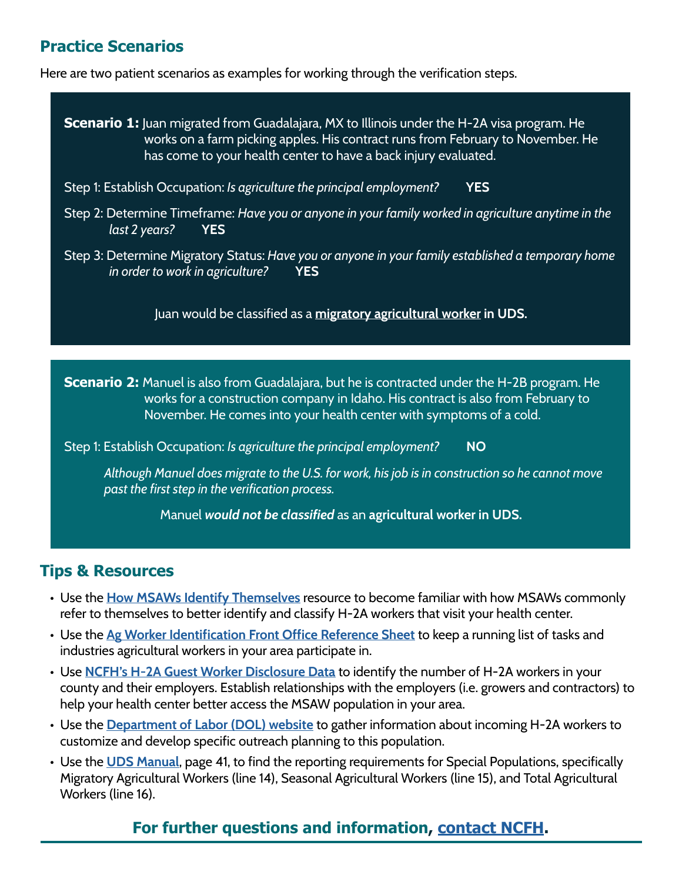## Practice Scenarios

Here are two patient scenarios as examples for working through the verification steps.

**Scenario 1:** Juan migrated from Guadalajara, MX to Illinois under the H-2A visa program. He works on a farm picking apples. His contract runs from February to November. He has come to your health center to have a back injury evaluated.

Step 1: Establish Occupation: *Is agriculture the principal employment?* **YES**

Step 2: Determine Timeframe: *Have you or anyone in your family worked in agriculture anytime in the last 2 years?* **YES**

Step 3: Determine Migratory Status: *Have you or anyone in your family established a temporary home in order to work in agriculture?* **YES**

Juan would be classified as a **migratory agricultural worker in UDS.**

**Scenario 2:** Manuel is also from Guadalajara, but he is contracted under the H-2B program. He works for a construction company in Idaho. His contract is also from February to November. He comes into your health center with symptoms of a cold.

Step 1: Establish Occupation: *Is agriculture the principal employment?* **NO**

*Although Manuel does migrate to the U.S. for work, his job is in construction so he cannot move past the first step in the verification process.*

Manuel ***would not be classified*** as an **agricultural worker in UDS.**

## Tips & Resources

- Use the How MSAWs Identify Themselves resource to become familiar with how MSAWs commonly refer to themselves to better identify and classify H-2A workers that visit your health center.
- Use the Ag Worker Identification Front Office Reference Sheet to keep a running list of tasks and industries agricultural workers in your area participate in.
- Use NCFH's H-2A Guest Worker Disclosure Data to identify the number of H-2A workers in your county and their employers. Establish relationships with the employers (i.e. growers and contractors) to help your health center better access the MSAW population in your area.
- Use the Department of Labor (DOL) website to gather information about incoming H-2A workers to customize and develop specific outreach planning to this population.
- Use the UDS Manual, page 41, to find the reporting requirements for Special Populations, specifically Migratory Agricultural Workers (line 14), Seasonal Agricultural Workers (line 15), and Total Agricultural Workers (line 16).

**For further questions and information, contact NCFH.**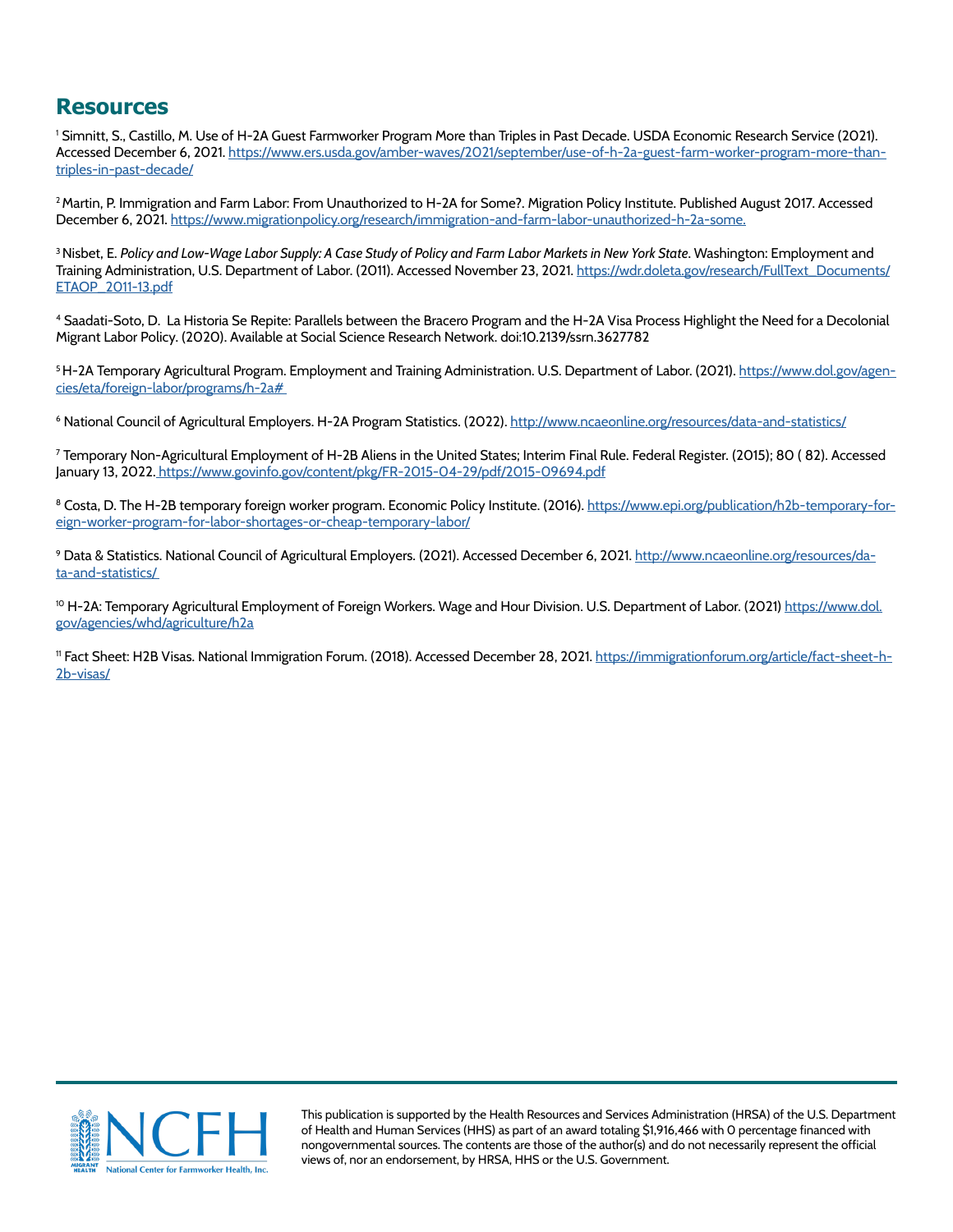## Resources

[1] Simnitt, S., Castillo, M. Use of H-2A Guest Farmworker Program More than Triples in Past Decade. USDA Economic Research Service (2021). Accessed December 6, 2021. https://www.ers.usda.gov/amber-waves/2021/september/use-of-h-2a-guest-farm-worker-program-more-than-triples-in-past-decade/

[2] Martin, P. Immigration and Farm Labor: From Unauthorized to H-2A for Some?. Migration Policy Institute. Published August 2017. Accessed December 6, 2021. https://www.migrationpolicy.org/research/immigration-and-farm-labor-unauthorized-h-2a-some.

[3] Nisbet, E. *Policy and Low-Wage Labor Supply: A Case Study of Policy and Farm Labor Markets in New York State*. Washington: Employment and Training Administration, U.S. Department of Labor. (2011). Accessed November 23, 2021. https://wdr.doleta.gov/research/FullText_Documents/ETAOP_2011-13.pdf

[4] Saadati-Soto, D. La Historia Se Repite: Parallels between the Bracero Program and the H-2A Visa Process Highlight the Need for a Decolonial Migrant Labor Policy. (2020). Available at Social Science Research Network. doi:10.2139/ssrn.3627782

[5] H-2A Temporary Agricultural Program. Employment and Training Administration. U.S. Department of Labor. (2021). https://www.dol.gov/agencies/eta/foreign-labor/programs/h-2a#

[6] National Council of Agricultural Employers. H-2A Program Statistics. (2022). http://www.ncaeonline.org/resources/data-and-statistics/

[7] Temporary Non-Agricultural Employment of H-2B Aliens in the United States; Interim Final Rule. Federal Register. (2015); 80 ( 82). Accessed January 13, 2022. https://www.govinfo.gov/content/pkg/FR-2015-04-29/pdf/2015-09694.pdf

[8] Costa, D. The H-2B temporary foreign worker program. Economic Policy Institute. (2016). https://www.epi.org/publication/h2b-temporary-foreign-worker-program-for-labor-shortages-or-cheap-temporary-labor/

[9] Data & Statistics. National Council of Agricultural Employers. (2021). Accessed December 6, 2021. http://www.ncaeonline.org/resources/data-and-statistics/

[10] H-2A: Temporary Agricultural Employment of Foreign Workers. Wage and Hour Division. U.S. Department of Labor. (2021) https://www.dol.gov/agencies/whd/agriculture/h2a

[11] Fact Sheet: H2B Visas. National Immigration Forum. (2018). Accessed December 28, 2021. https://immigrationforum.org/article/fact-sheet-h-2b-visas/

NCFH National Center for Farmworker Health, Inc.

This publication is supported by the Health Resources and Services Administration (HRSA) of the U.S. Department of Health and Human Services (HHS) as part of an award totaling $1,916,466 with 0 percentage financed with nongovernmental sources. The contents are those of the author(s) and do not necessarily represent the official views of, nor an endorsement, by HRSA, HHS or the U.S. Government.